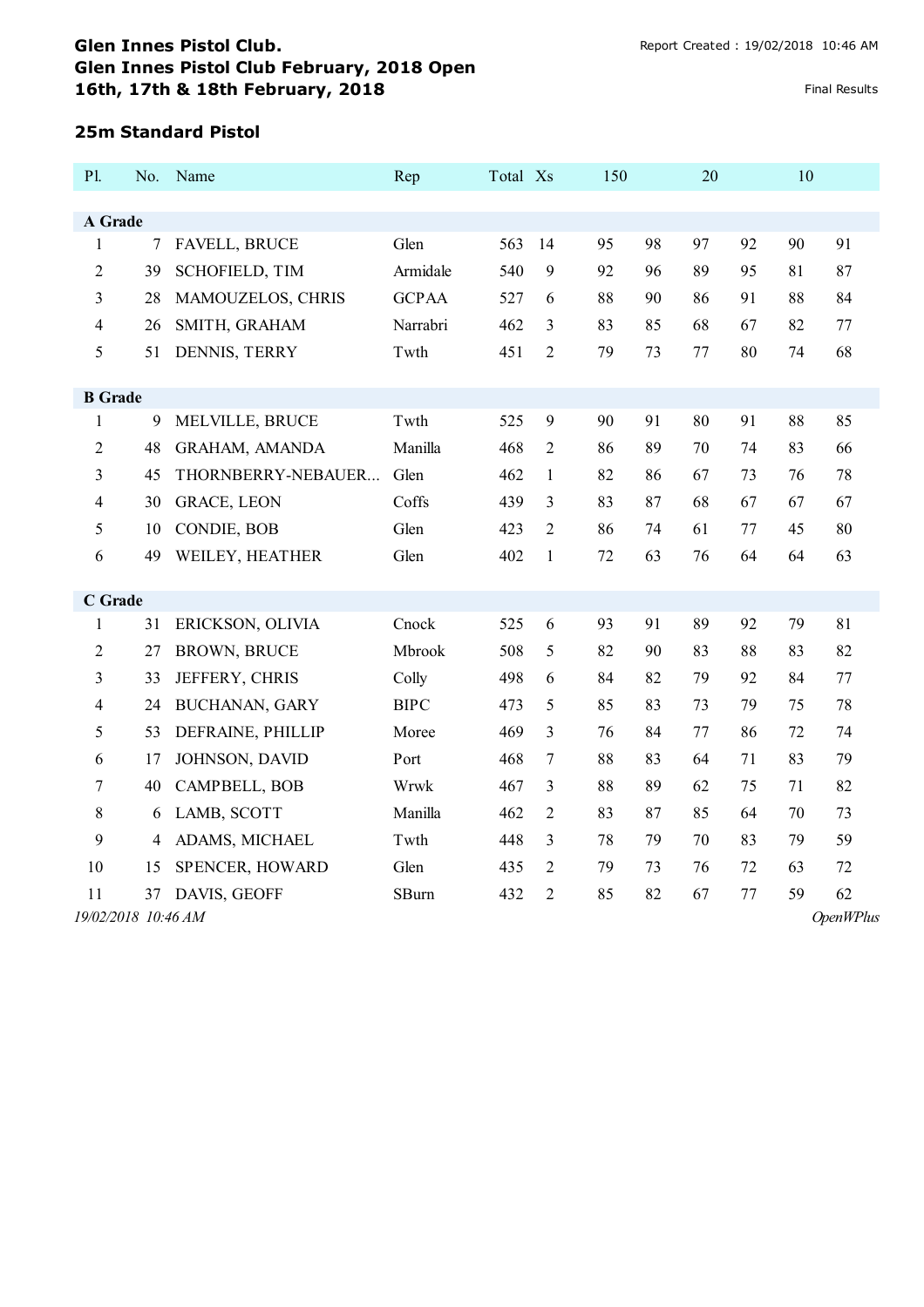# Glen Innes Pistol Club.
## Glen Innes Pistol Club February, 2018 Open
### 16th, 17th & 18th February, 2018

Report Created : 19/02/2018 10:46 AM

Final Results

## 25m Standard Pistol

| Pl. | No. | Name | Rep | Total | Xs | 150 | | 20 | | 10 | |
|---|---|---|---|---|---|---|---|---|---|---|---|
| **A Grade** | | | | | | | | | | | |
| 1 | 7 | FAVELL, BRUCE | Glen | 563 | 14 | 95 | 98 | 97 | 92 | 90 | 91 |
| 2 | 39 | SCHOFIELD, TIM | Armidale | 540 | 9 | 92 | 96 | 89 | 95 | 81 | 87 |
| 3 | 28 | MAMOUZELOS, CHRIS | GCPAA | 527 | 6 | 88 | 90 | 86 | 91 | 88 | 84 |
| 4 | 26 | SMITH, GRAHAM | Narrabri | 462 | 3 | 83 | 85 | 68 | 67 | 82 | 77 |
| 5 | 51 | DENNIS, TERRY | Twth | 451 | 2 | 79 | 73 | 77 | 80 | 74 | 68 |
| **B Grade** | | | | | | | | | | | |
| 1 | 9 | MELVILLE, BRUCE | Twth | 525 | 9 | 90 | 91 | 80 | 91 | 88 | 85 |
| 2 | 48 | GRAHAM, AMANDA | Manilla | 468 | 2 | 86 | 89 | 70 | 74 | 83 | 66 |
| 3 | 45 | THORNBERRY-NEBAUER... | Glen | 462 | 1 | 82 | 86 | 67 | 73 | 76 | 78 |
| 4 | 30 | GRACE, LEON | Coffs | 439 | 3 | 83 | 87 | 68 | 67 | 67 | 67 |
| 5 | 10 | CONDIE, BOB | Glen | 423 | 2 | 86 | 74 | 61 | 77 | 45 | 80 |
| 6 | 49 | WEILEY, HEATHER | Glen | 402 | 1 | 72 | 63 | 76 | 64 | 64 | 63 |
| **C Grade** | | | | | | | | | | | |
| 1 | 31 | ERICKSON, OLIVIA | Cnock | 525 | 6 | 93 | 91 | 89 | 92 | 79 | 81 |
| 2 | 27 | BROWN, BRUCE | Mbrook | 508 | 5 | 82 | 90 | 83 | 88 | 83 | 82 |
| 3 | 33 | JEFFERY, CHRIS | Colly | 498 | 6 | 84 | 82 | 79 | 92 | 84 | 77 |
| 4 | 24 | BUCHANAN, GARY | BIPC | 473 | 5 | 85 | 83 | 73 | 79 | 75 | 78 |
| 5 | 53 | DEFRAINE, PHILLIP | Moree | 469 | 3 | 76 | 84 | 77 | 86 | 72 | 74 |
| 6 | 17 | JOHNSON, DAVID | Port | 468 | 7 | 88 | 83 | 64 | 71 | 83 | 79 |
| 7 | 40 | CAMPBELL, BOB | Wrwk | 467 | 3 | 88 | 89 | 62 | 75 | 71 | 82 |
| 8 | 6 | LAMB, SCOTT | Manilla | 462 | 2 | 83 | 87 | 85 | 64 | 70 | 73 |
| 9 | 4 | ADAMS, MICHAEL | Twth | 448 | 3 | 78 | 79 | 70 | 83 | 79 | 59 |
| 10 | 15 | SPENCER, HOWARD | Glen | 435 | 2 | 79 | 73 | 76 | 72 | 63 | 72 |
| 11 | 37 | DAVIS, GEOFF | SBurn | 432 | 2 | 85 | 82 | 67 | 77 | 59 | 62 |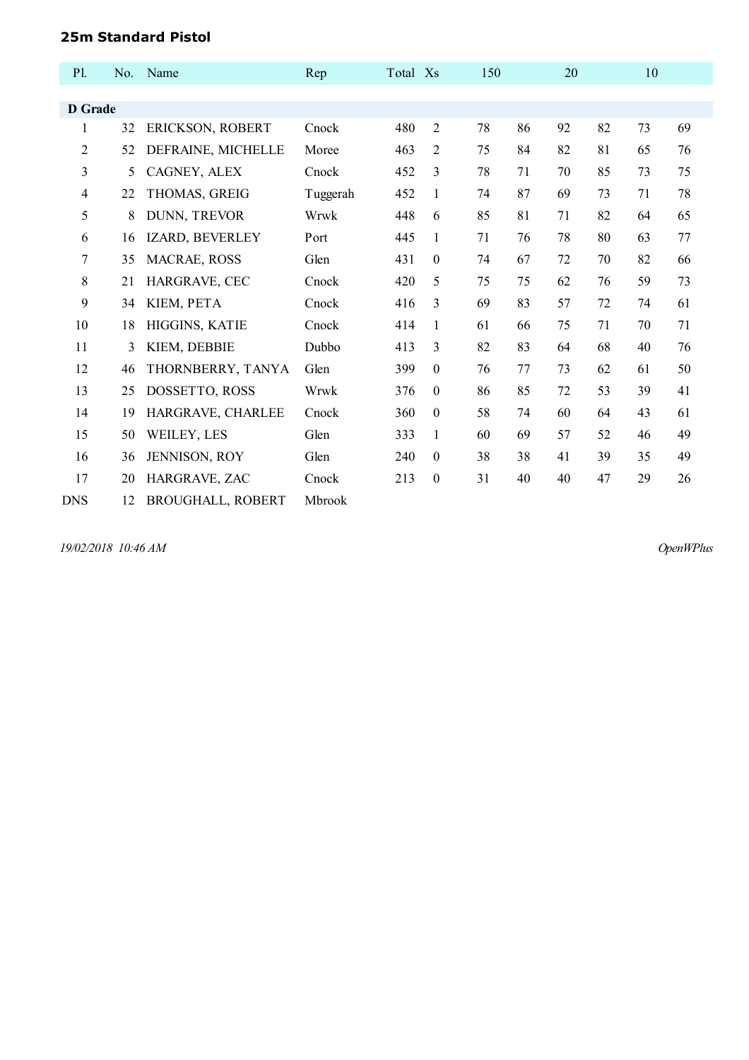### 25m Standard Pistol

| Pl. | No. | Name | Rep | Total | Xs | 150 | | 20 | | 10 | |
|---|---|---|---|---|---|---|---|---|---|---|---|
| **D Grade** | | | | | | | | | | | |
| 1 | 32 | ERICKSON, ROBERT | Cnock | 480 | 2 | 78 | 86 | 92 | 82 | 73 | 69 |
| 2 | 52 | DEFRAINE, MICHELLE | Moree | 463 | 2 | 75 | 84 | 82 | 81 | 65 | 76 |
| 3 | 5 | CAGNEY, ALEX | Cnock | 452 | 3 | 78 | 71 | 70 | 85 | 73 | 75 |
| 4 | 22 | THOMAS, GREIG | Tuggerah | 452 | 1 | 74 | 87 | 69 | 73 | 71 | 78 |
| 5 | 8 | DUNN, TREVOR | Wrwk | 448 | 6 | 85 | 81 | 71 | 82 | 64 | 65 |
| 6 | 16 | IZARD, BEVERLEY | Port | 445 | 1 | 71 | 76 | 78 | 80 | 63 | 77 |
| 7 | 35 | MACRAE, ROSS | Glen | 431 | 0 | 74 | 67 | 72 | 70 | 82 | 66 |
| 8 | 21 | HARGRAVE, CEC | Cnock | 420 | 5 | 75 | 75 | 62 | 76 | 59 | 73 |
| 9 | 34 | KIEM, PETA | Cnock | 416 | 3 | 69 | 83 | 57 | 72 | 74 | 61 |
| 10 | 18 | HIGGINS, KATIE | Cnock | 414 | 1 | 61 | 66 | 75 | 71 | 70 | 71 |
| 11 | 3 | KIEM, DEBBIE | Dubbo | 413 | 3 | 82 | 83 | 64 | 68 | 40 | 76 |
| 12 | 46 | THORNBERRY, TANYA | Glen | 399 | 0 | 76 | 77 | 73 | 62 | 61 | 50 |
| 13 | 25 | DOSSETTO, ROSS | Wrwk | 376 | 0 | 86 | 85 | 72 | 53 | 39 | 41 |
| 14 | 19 | HARGRAVE, CHARLEE | Cnock | 360 | 0 | 58 | 74 | 60 | 64 | 43 | 61 |
| 15 | 50 | WEILEY, LES | Glen | 333 | 1 | 60 | 69 | 57 | 52 | 46 | 49 |
| 16 | 36 | JENNISON, ROY | Glen | 240 | 0 | 38 | 38 | 41 | 39 | 35 | 49 |
| 17 | 20 | HARGRAVE, ZAC | Cnock | 213 | 0 | 31 | 40 | 40 | 47 | 29 | 26 |
| DNS | 12 | BROUGHALL, ROBERT | Mbrook | | | | | | | | |

*19/02/2018 10:46 AM* *OpenWPlus*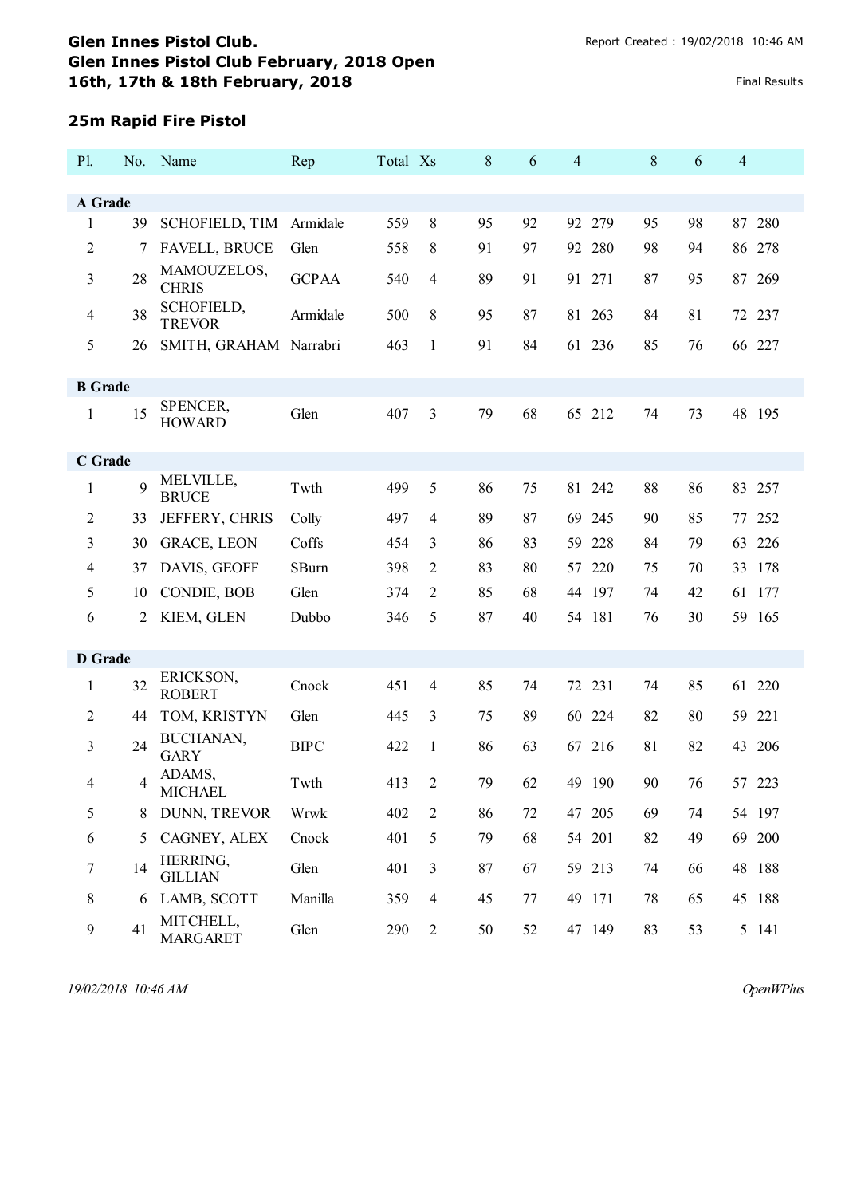## Glen Innes Pistol Club.
## Glen Innes Pistol Club February, 2018 Open
## 16th, 17th & 18th February, 2018

Report Created : 19/02/2018 10:46 AM

Final Results

### 25m Rapid Fire Pistol

| Pl. | No. | Name | Rep | Total | Xs | 8 | 6 | 4 | | 8 | 6 | 4 | |
|---|---|---|---|---|---|---|---|---|---|---|---|---|---|
| **A Grade** | | | | | | | | | | | | | |
| 1 | 39 | SCHOFIELD, TIM | Armidale | 559 | 8 | 95 | 92 | 92 | 279 | 95 | 98 | 87 | 280 |
| 2 | 7 | FAVELL, BRUCE | Glen | 558 | 8 | 91 | 97 | 92 | 280 | 98 | 94 | 86 | 278 |
| 3 | 28 | MAMOUZELOS, CHRIS | GCPAA | 540 | 4 | 89 | 91 | 91 | 271 | 87 | 95 | 87 | 269 |
| 4 | 38 | SCHOFIELD, TREVOR | Armidale | 500 | 8 | 95 | 87 | 81 | 263 | 84 | 81 | 72 | 237 |
| 5 | 26 | SMITH, GRAHAM | Narrabri | 463 | 1 | 91 | 84 | 61 | 236 | 85 | 76 | 66 | 227 |
| **B Grade** | | | | | | | | | | | | | |
| 1 | 15 | SPENCER, HOWARD | Glen | 407 | 3 | 79 | 68 | 65 | 212 | 74 | 73 | 48 | 195 |
| **C Grade** | | | | | | | | | | | | | |
| 1 | 9 | MELVILLE, BRUCE | Twth | 499 | 5 | 86 | 75 | 81 | 242 | 88 | 86 | 83 | 257 |
| 2 | 33 | JEFFERY, CHRIS | Colly | 497 | 4 | 89 | 87 | 69 | 245 | 90 | 85 | 77 | 252 |
| 3 | 30 | GRACE, LEON | Coffs | 454 | 3 | 86 | 83 | 59 | 228 | 84 | 79 | 63 | 226 |
| 4 | 37 | DAVIS, GEOFF | SBurn | 398 | 2 | 83 | 80 | 57 | 220 | 75 | 70 | 33 | 178 |
| 5 | 10 | CONDIE, BOB | Glen | 374 | 2 | 85 | 68 | 44 | 197 | 74 | 42 | 61 | 177 |
| 6 | 2 | KIEM, GLEN | Dubbo | 346 | 5 | 87 | 40 | 54 | 181 | 76 | 30 | 59 | 165 |
| **D Grade** | | | | | | | | | | | | | |
| 1 | 32 | ERICKSON, ROBERT | Cnock | 451 | 4 | 85 | 74 | 72 | 231 | 74 | 85 | 61 | 220 |
| 2 | 44 | TOM, KRISTYN | Glen | 445 | 3 | 75 | 89 | 60 | 224 | 82 | 80 | 59 | 221 |
| 3 | 24 | BUCHANAN, GARY | BIPC | 422 | 1 | 86 | 63 | 67 | 216 | 81 | 82 | 43 | 206 |
| 4 | 4 | ADAMS, MICHAEL | Twth | 413 | 2 | 79 | 62 | 49 | 190 | 90 | 76 | 57 | 223 |
| 5 | 8 | DUNN, TREVOR | Wrwk | 402 | 2 | 86 | 72 | 47 | 205 | 69 | 74 | 54 | 197 |
| 6 | 5 | CAGNEY, ALEX | Cnock | 401 | 5 | 79 | 68 | 54 | 201 | 82 | 49 | 69 | 200 |
| 7 | 14 | HERRING, GILLIAN | Glen | 401 | 3 | 87 | 67 | 59 | 213 | 74 | 66 | 48 | 188 |
| 8 | 6 | LAMB, SCOTT | Manilla | 359 | 4 | 45 | 77 | 49 | 171 | 78 | 65 | 45 | 188 |
| 9 | 41 | MITCHELL, MARGARET | Glen | 290 | 2 | 50 | 52 | 47 | 149 | 83 | 53 | 5 | 141 |

*19/02/2018 10:46 AM* *OpenWPlus*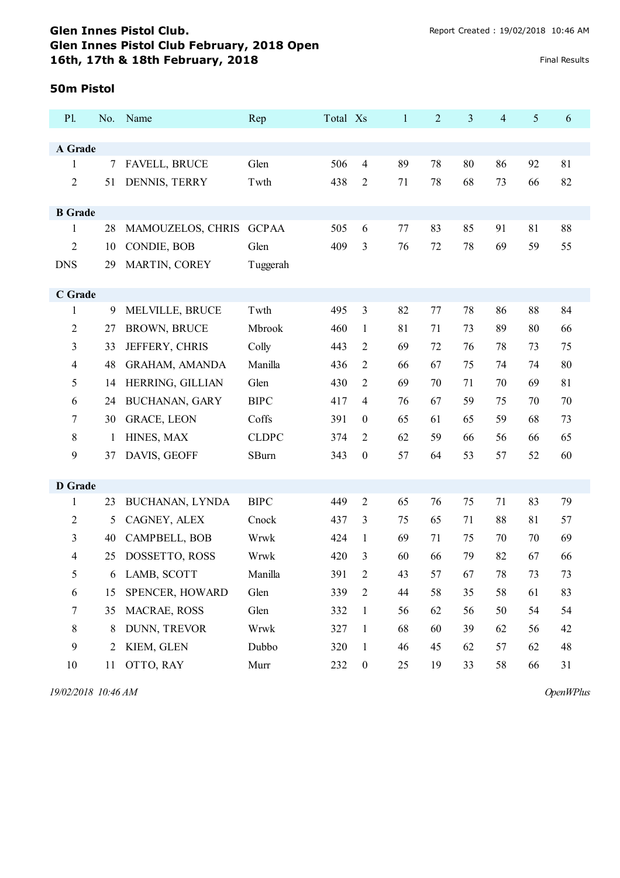# Glen Innes Pistol Club.
## Glen Innes Pistol Club February, 2018 Open
## 16th, 17th & 18th February, 2018

Report Created : 19/02/2018 10:46 AM

Final Results

### 50m Pistol

| Pl. | No. | Name | Rep | Total | Xs | 1 | 2 | 3 | 4 | 5 | 6 |
|---|---|---|---|---|---|---|---|---|---|---|---|
| **A Grade** | | | | | | | | | | | |
| 1 | 7 | FAVELL, BRUCE | Glen | 506 | 4 | 89 | 78 | 80 | 86 | 92 | 81 |
| 2 | 51 | DENNIS, TERRY | Twth | 438 | 2 | 71 | 78 | 68 | 73 | 66 | 82 |
| **B Grade** | | | | | | | | | | | |
| 1 | 28 | MAMOUZELOS, CHRIS | GCPAA | 505 | 6 | 77 | 83 | 85 | 91 | 81 | 88 |
| 2 | 10 | CONDIE, BOB | Glen | 409 | 3 | 76 | 72 | 78 | 69 | 59 | 55 |
| DNS | 29 | MARTIN, COREY | Tuggerah | | | | | | | | |
| **C Grade** | | | | | | | | | | | |
| 1 | 9 | MELVILLE, BRUCE | Twth | 495 | 3 | 82 | 77 | 78 | 86 | 88 | 84 |
| 2 | 27 | BROWN, BRUCE | Mbrook | 460 | 1 | 81 | 71 | 73 | 89 | 80 | 66 |
| 3 | 33 | JEFFERY, CHRIS | Colly | 443 | 2 | 69 | 72 | 76 | 78 | 73 | 75 |
| 4 | 48 | GRAHAM, AMANDA | Manilla | 436 | 2 | 66 | 67 | 75 | 74 | 74 | 80 |
| 5 | 14 | HERRING, GILLIAN | Glen | 430 | 2 | 69 | 70 | 71 | 70 | 69 | 81 |
| 6 | 24 | BUCHANAN, GARY | BIPC | 417 | 4 | 76 | 67 | 59 | 75 | 70 | 70 |
| 7 | 30 | GRACE, LEON | Coffs | 391 | 0 | 65 | 61 | 65 | 59 | 68 | 73 |
| 8 | 1 | HINES, MAX | CLDPC | 374 | 2 | 62 | 59 | 66 | 56 | 66 | 65 |
| 9 | 37 | DAVIS, GEOFF | SBurn | 343 | 0 | 57 | 64 | 53 | 57 | 52 | 60 |
| **D Grade** | | | | | | | | | | | |
| 1 | 23 | BUCHANAN, LYNDA | BIPC | 449 | 2 | 65 | 76 | 75 | 71 | 83 | 79 |
| 2 | 5 | CAGNEY, ALEX | Cnock | 437 | 3 | 75 | 65 | 71 | 88 | 81 | 57 |
| 3 | 40 | CAMPBELL, BOB | Wrwk | 424 | 1 | 69 | 71 | 75 | 70 | 70 | 69 |
| 4 | 25 | DOSSETTO, ROSS | Wrwk | 420 | 3 | 60 | 66 | 79 | 82 | 67 | 66 |
| 5 | 6 | LAMB, SCOTT | Manilla | 391 | 2 | 43 | 57 | 67 | 78 | 73 | 73 |
| 6 | 15 | SPENCER, HOWARD | Glen | 339 | 2 | 44 | 58 | 35 | 58 | 61 | 83 |
| 7 | 35 | MACRAE, ROSS | Glen | 332 | 1 | 56 | 62 | 56 | 50 | 54 | 54 |
| 8 | 8 | DUNN, TREVOR | Wrwk | 327 | 1 | 68 | 60 | 39 | 62 | 56 | 42 |
| 9 | 2 | KIEM, GLEN | Dubbo | 320 | 1 | 46 | 45 | 62 | 57 | 62 | 48 |
| 10 | 11 | OTTO, RAY | Murr | 232 | 0 | 25 | 19 | 33 | 58 | 66 | 31 |

*19/02/2018 10:46 AM* *OpenWPlus*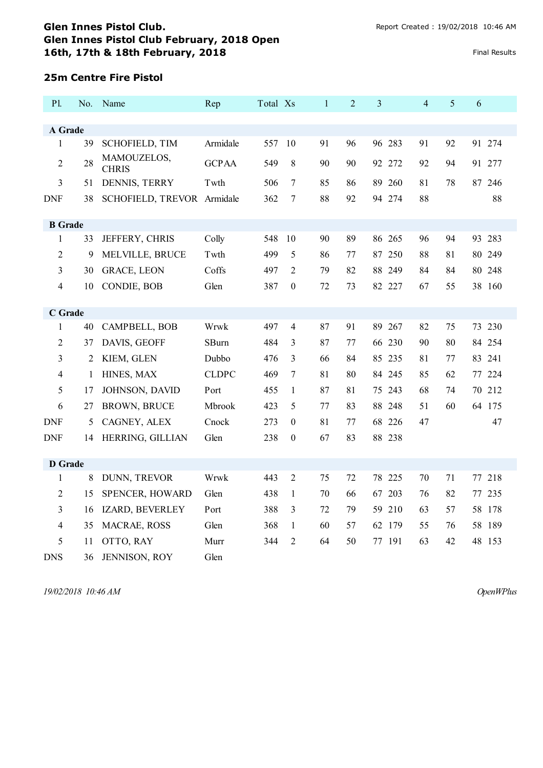**Glen Innes Pistol Club.**
**Glen Innes Pistol Club February, 2018 Open**
**16th, 17th & 18th February, 2018**

Report Created : 19/02/2018 10:46 AM

Final Results

## 25m Centre Fire Pistol

| Pl. | No. | Name | Rep | Total | Xs | 1 | 2 | 3 | | 4 | 5 | 6 | |
|---|---|---|---|---|---|---|---|---|---|---|---|---|---|
| **A Grade** | | | | | | | | | | | | | |
| 1 | 39 | SCHOFIELD, TIM | Armidale | 557 | 10 | 91 | 96 | 96 | 283 | 91 | 92 | 91 | 274 |
| 2 | 28 | MAMOUZELOS, CHRIS | GCPAA | 549 | 8 | 90 | 90 | 92 | 272 | 92 | 94 | 91 | 277 |
| 3 | 51 | DENNIS, TERRY | Twth | 506 | 7 | 85 | 86 | 89 | 260 | 81 | 78 | 87 | 246 |
| DNF | 38 | SCHOFIELD, TREVOR | Armidale | 362 | 7 | 88 | 92 | 94 | 274 | 88 | | | 88 |
| **B Grade** | | | | | | | | | | | | | |
| 1 | 33 | JEFFERY, CHRIS | Colly | 548 | 10 | 90 | 89 | 86 | 265 | 96 | 94 | 93 | 283 |
| 2 | 9 | MELVILLE, BRUCE | Twth | 499 | 5 | 86 | 77 | 87 | 250 | 88 | 81 | 80 | 249 |
| 3 | 30 | GRACE, LEON | Coffs | 497 | 2 | 79 | 82 | 88 | 249 | 84 | 84 | 80 | 248 |
| 4 | 10 | CONDIE, BOB | Glen | 387 | 0 | 72 | 73 | 82 | 227 | 67 | 55 | 38 | 160 |
| **C Grade** | | | | | | | | | | | | | |
| 1 | 40 | CAMPBELL, BOB | Wrwk | 497 | 4 | 87 | 91 | 89 | 267 | 82 | 75 | 73 | 230 |
| 2 | 37 | DAVIS, GEOFF | SBurn | 484 | 3 | 87 | 77 | 66 | 230 | 90 | 80 | 84 | 254 |
| 3 | 2 | KIEM, GLEN | Dubbo | 476 | 3 | 66 | 84 | 85 | 235 | 81 | 77 | 83 | 241 |
| 4 | 1 | HINES, MAX | CLDPC | 469 | 7 | 81 | 80 | 84 | 245 | 85 | 62 | 77 | 224 |
| 5 | 17 | JOHNSON, DAVID | Port | 455 | 1 | 87 | 81 | 75 | 243 | 68 | 74 | 70 | 212 |
| 6 | 27 | BROWN, BRUCE | Mbrook | 423 | 5 | 77 | 83 | 88 | 248 | 51 | 60 | 64 | 175 |
| DNF | 5 | CAGNEY, ALEX | Cnock | 273 | 0 | 81 | 77 | 68 | 226 | 47 | | | 47 |
| DNF | 14 | HERRING, GILLIAN | Glen | 238 | 0 | 67 | 83 | 88 | 238 | | | | |
| **D Grade** | | | | | | | | | | | | | |
| 1 | 8 | DUNN, TREVOR | Wrwk | 443 | 2 | 75 | 72 | 78 | 225 | 70 | 71 | 77 | 218 |
| 2 | 15 | SPENCER, HOWARD | Glen | 438 | 1 | 70 | 66 | 67 | 203 | 76 | 82 | 77 | 235 |
| 3 | 16 | IZARD, BEVERLEY | Port | 388 | 3 | 72 | 79 | 59 | 210 | 63 | 57 | 58 | 178 |
| 4 | 35 | MACRAE, ROSS | Glen | 368 | 1 | 60 | 57 | 62 | 179 | 55 | 76 | 58 | 189 |
| 5 | 11 | OTTO, RAY | Murr | 344 | 2 | 64 | 50 | 77 | 191 | 63 | 42 | 48 | 153 |
| DNS | 36 | JENNISON, ROY | Glen | | | | | | | | | | |

*19/02/2018 10:46 AM* *OpenWPlus*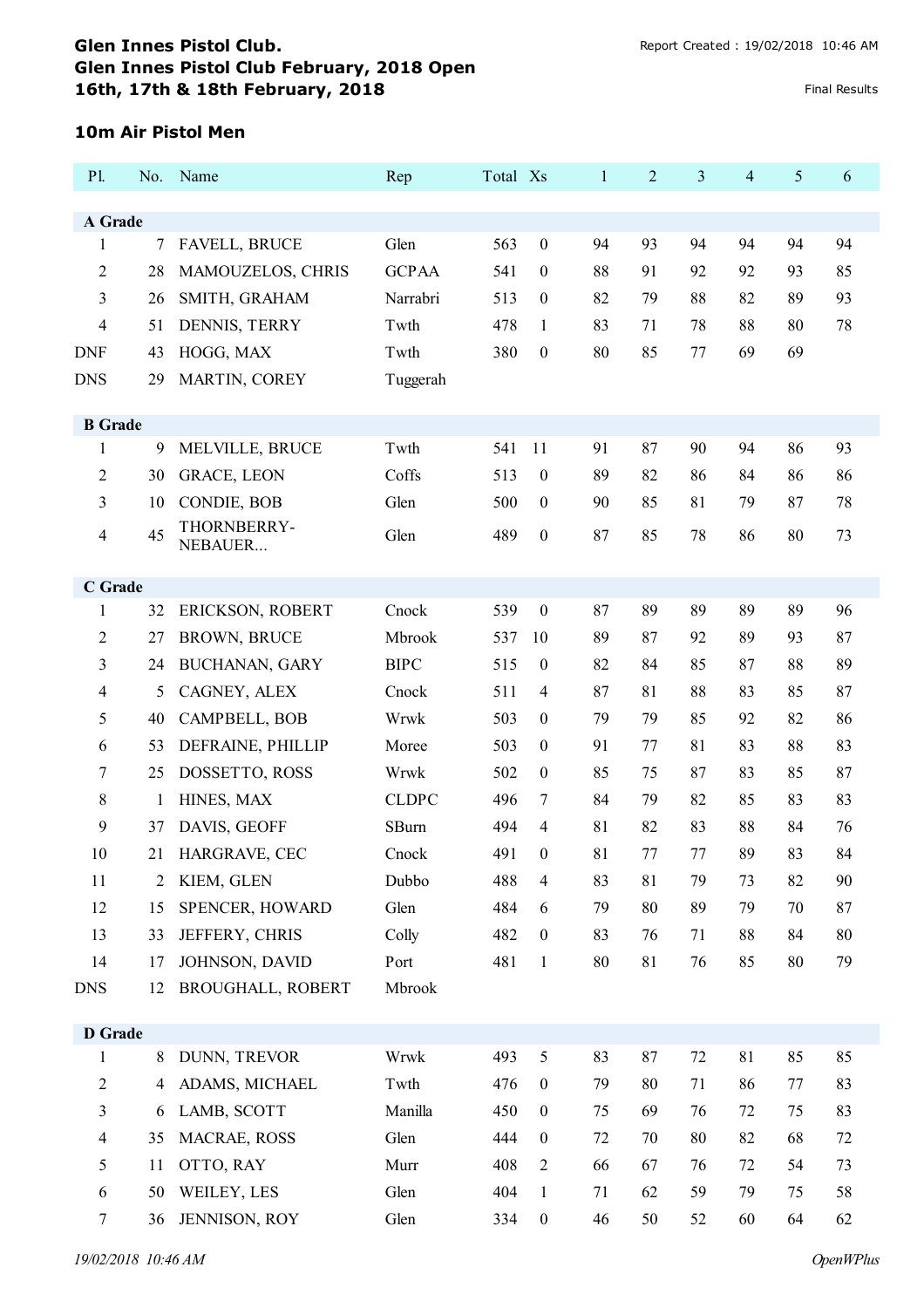## Glen Innes Pistol Club.
## Glen Innes Pistol Club February, 2018 Open
## 16th, 17th & 18th February, 2018

Report Created : 19/02/2018 10:46 AM

Final Results

### 10m Air Pistol Men

| Pl. | No. | Name | Rep | Total | Xs | 1 | 2 | 3 | 4 | 5 | 6 |
|---|---|---|---|---|---|---|---|---|---|---|---|
| **A Grade** | | | | | | | | | | | |
| 1 | 7 | FAVELL, BRUCE | Glen | 563 | 0 | 94 | 93 | 94 | 94 | 94 | 94 |
| 2 | 28 | MAMOUZELOS, CHRIS | GCPAA | 541 | 0 | 88 | 91 | 92 | 92 | 93 | 85 |
| 3 | 26 | SMITH, GRAHAM | Narrabri | 513 | 0 | 82 | 79 | 88 | 82 | 89 | 93 |
| 4 | 51 | DENNIS, TERRY | Twth | 478 | 1 | 83 | 71 | 78 | 88 | 80 | 78 |
| DNF | 43 | HOGG, MAX | Twth | 380 | 0 | 80 | 85 | 77 | 69 | 69 | |
| DNS | 29 | MARTIN, COREY | Tuggerah | | | | | | | | |
| **B Grade** | | | | | | | | | | | |
| 1 | 9 | MELVILLE, BRUCE | Twth | 541 | 11 | 91 | 87 | 90 | 94 | 86 | 93 |
| 2 | 30 | GRACE, LEON | Coffs | 513 | 0 | 89 | 82 | 86 | 84 | 86 | 86 |
| 3 | 10 | CONDIE, BOB | Glen | 500 | 0 | 90 | 85 | 81 | 79 | 87 | 78 |
| 4 | 45 | THORNBERRY-NEBAUER... | Glen | 489 | 0 | 87 | 85 | 78 | 86 | 80 | 73 |
| **C Grade** | | | | | | | | | | | |
| 1 | 32 | ERICKSON, ROBERT | Cnock | 539 | 0 | 87 | 89 | 89 | 89 | 89 | 96 |
| 2 | 27 | BROWN, BRUCE | Mbrook | 537 | 10 | 89 | 87 | 92 | 89 | 93 | 87 |
| 3 | 24 | BUCHANAN, GARY | BIPC | 515 | 0 | 82 | 84 | 85 | 87 | 88 | 89 |
| 4 | 5 | CAGNEY, ALEX | Cnock | 511 | 4 | 87 | 81 | 88 | 83 | 85 | 87 |
| 5 | 40 | CAMPBELL, BOB | Wrwk | 503 | 0 | 79 | 79 | 85 | 92 | 82 | 86 |
| 6 | 53 | DEFRAINE, PHILLIP | Moree | 503 | 0 | 91 | 77 | 81 | 83 | 88 | 83 |
| 7 | 25 | DOSSETTO, ROSS | Wrwk | 502 | 0 | 85 | 75 | 87 | 83 | 85 | 87 |
| 8 | 1 | HINES, MAX | CLDPC | 496 | 7 | 84 | 79 | 82 | 85 | 83 | 83 |
| 9 | 37 | DAVIS, GEOFF | SBurn | 494 | 4 | 81 | 82 | 83 | 88 | 84 | 76 |
| 10 | 21 | HARGRAVE, CEC | Cnock | 491 | 0 | 81 | 77 | 77 | 89 | 83 | 84 |
| 11 | 2 | KIEM, GLEN | Dubbo | 488 | 4 | 83 | 81 | 79 | 73 | 82 | 90 |
| 12 | 15 | SPENCER, HOWARD | Glen | 484 | 6 | 79 | 80 | 89 | 79 | 70 | 87 |
| 13 | 33 | JEFFERY, CHRIS | Colly | 482 | 0 | 83 | 76 | 71 | 88 | 84 | 80 |
| 14 | 17 | JOHNSON, DAVID | Port | 481 | 1 | 80 | 81 | 76 | 85 | 80 | 79 |
| DNS | 12 | BROUGHALL, ROBERT | Mbrook | | | | | | | | |
| **D Grade** | | | | | | | | | | | |
| 1 | 8 | DUNN, TREVOR | Wrwk | 493 | 5 | 83 | 87 | 72 | 81 | 85 | 85 |
| 2 | 4 | ADAMS, MICHAEL | Twth | 476 | 0 | 79 | 80 | 71 | 86 | 77 | 83 |
| 3 | 6 | LAMB, SCOTT | Manilla | 450 | 0 | 75 | 69 | 76 | 72 | 75 | 83 |
| 4 | 35 | MACRAE, ROSS | Glen | 444 | 0 | 72 | 70 | 80 | 82 | 68 | 72 |
| 5 | 11 | OTTO, RAY | Murr | 408 | 2 | 66 | 67 | 76 | 72 | 54 | 73 |
| 6 | 50 | WEILEY, LES | Glen | 404 | 1 | 71 | 62 | 59 | 79 | 75 | 58 |
| 7 | 36 | JENNISON, ROY | Glen | 334 | 0 | 46 | 50 | 52 | 60 | 64 | 62 |

*19/02/2018 10:46 AM* *OpenWPlus*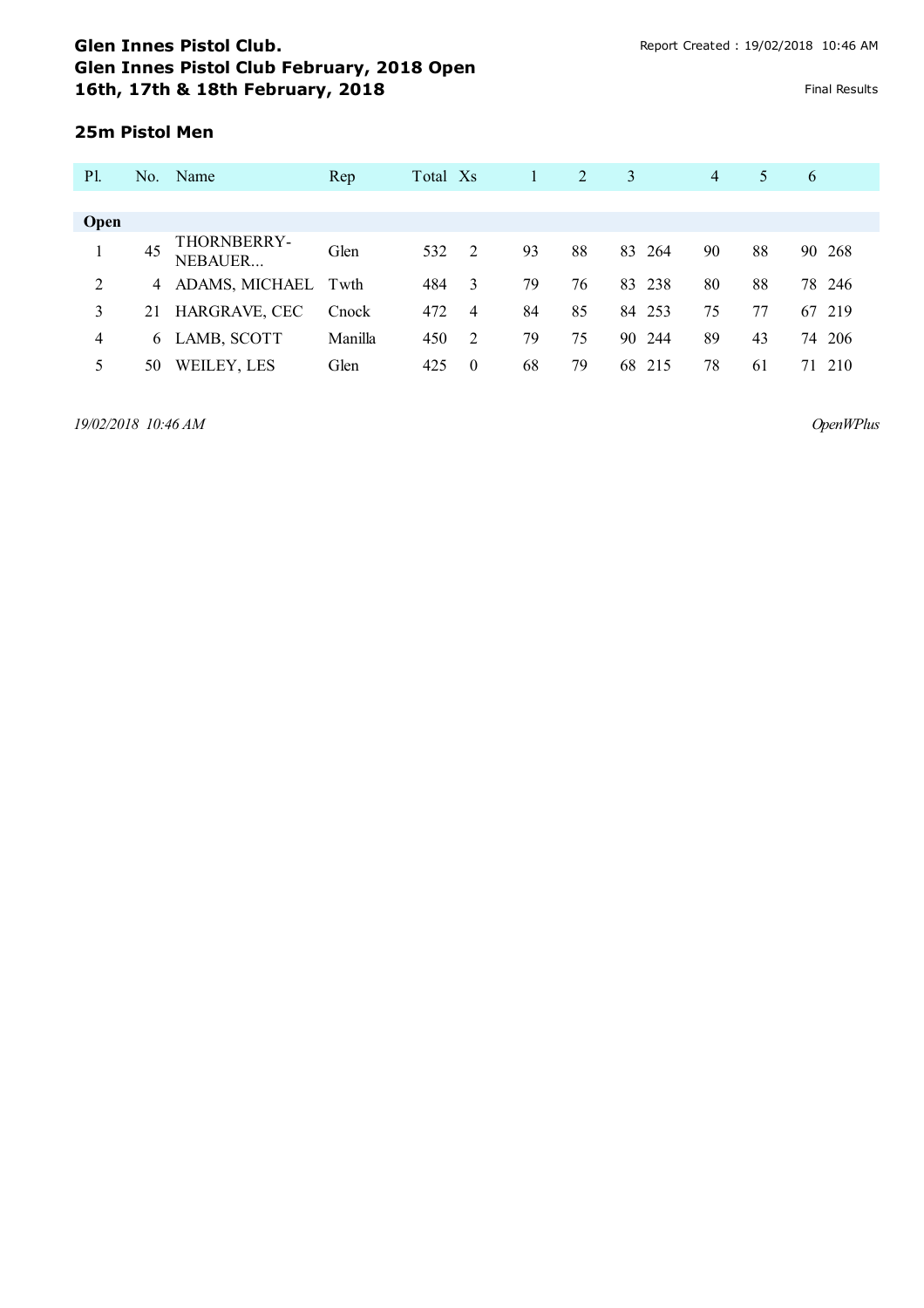# Glen Innes Pistol Club.
## Glen Innes Pistol Club February, 2018 Open
## 16th, 17th & 18th February, 2018

Report Created : 19/02/2018 10:46 AM

Final Results

### 25m Pistol Men

| Pl. | No. | Name | Rep | Total | Xs | 1 | 2 | 3 | | 4 | 5 | 6 | |
|---|---|---|---|---|---|---|---|---|---|---|---|---|---|
| **Open** | | | | | | | | | | | | | |
| 1 | 45 | THORNBERRY-NEBAUER... | Glen | 532 | 2 | 93 | 88 | 83 | 264 | 90 | 88 | 90 | 268 |
| 2 | 4 | ADAMS, MICHAEL | Twth | 484 | 3 | 79 | 76 | 83 | 238 | 80 | 88 | 78 | 246 |
| 3 | 21 | HARGRAVE, CEC | Cnock | 472 | 4 | 84 | 85 | 84 | 253 | 75 | 77 | 67 | 219 |
| 4 | 6 | LAMB, SCOTT | Manilla | 450 | 2 | 79 | 75 | 90 | 244 | 89 | 43 | 74 | 206 |
| 5 | 50 | WEILEY, LES | Glen | 425 | 0 | 68 | 79 | 68 | 215 | 78 | 61 | 71 | 210 |

*19/02/2018 10:46 AM* *OpenWPlus*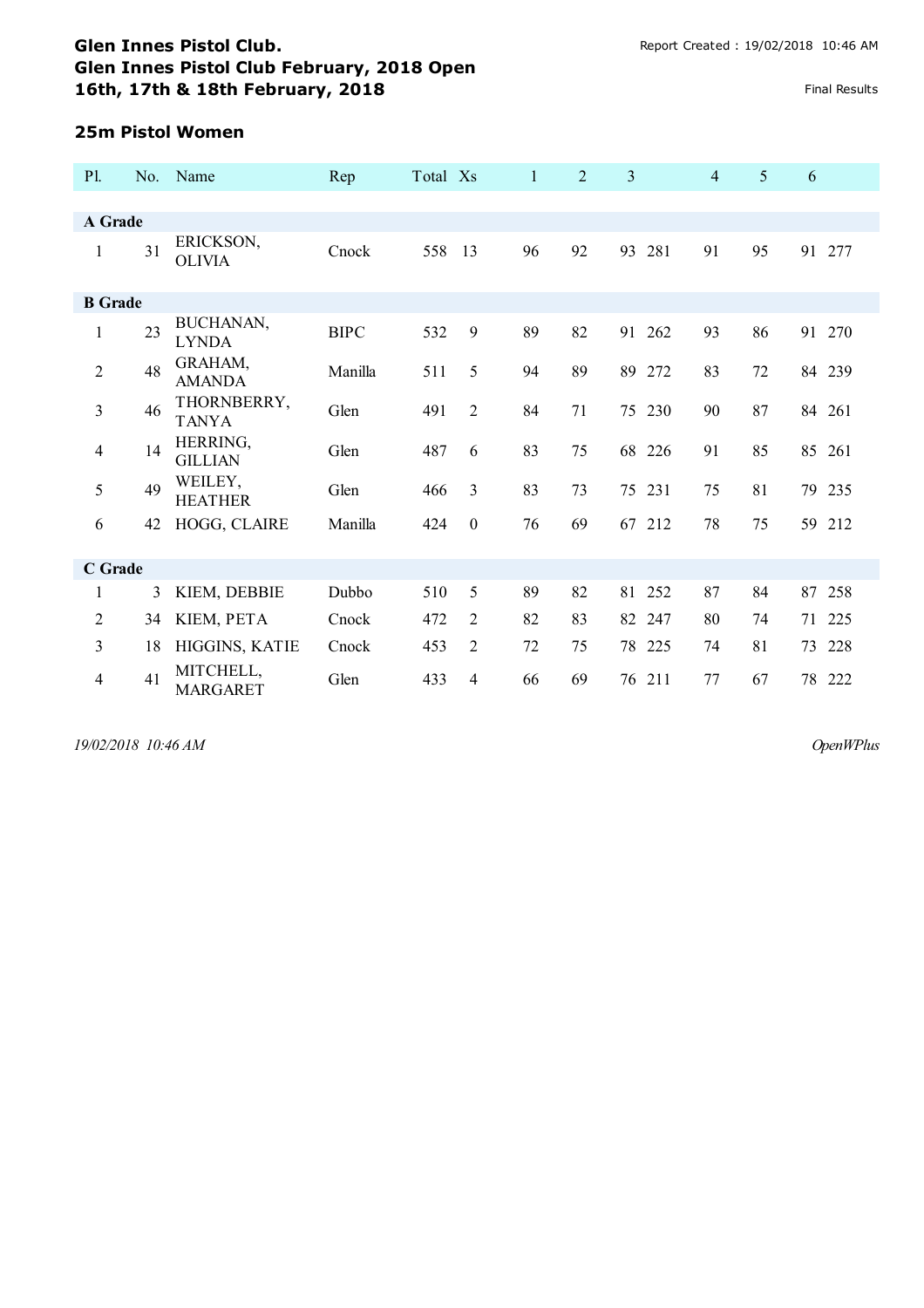# Glen Innes Pistol Club.
## Glen Innes Pistol Club February, 2018 Open
## 16th, 17th & 18th February, 2018

Report Created : 19/02/2018 10:46 AM

Final Results

### 25m Pistol Women

| Pl. | No. | Name | Rep | Total | Xs | 1 | 2 | 3 | | 4 | 5 | 6 | |
|---|---|---|---|---|---|---|---|---|---|---|---|---|---|
| **A Grade** | | | | | | | | | | | | | |
| 1 | 31 | ERICKSON, OLIVIA | Cnock | 558 | 13 | 96 | 92 | 93 | 281 | 91 | 95 | 91 | 277 |
| **B Grade** | | | | | | | | | | | | | |
| 1 | 23 | BUCHANAN, LYNDA | BIPC | 532 | 9 | 89 | 82 | 91 | 262 | 93 | 86 | 91 | 270 |
| 2 | 48 | GRAHAM, AMANDA | Manilla | 511 | 5 | 94 | 89 | 89 | 272 | 83 | 72 | 84 | 239 |
| 3 | 46 | THORNBERRY, TANYA | Glen | 491 | 2 | 84 | 71 | 75 | 230 | 90 | 87 | 84 | 261 |
| 4 | 14 | HERRING, GILLIAN | Glen | 487 | 6 | 83 | 75 | 68 | 226 | 91 | 85 | 85 | 261 |
| 5 | 49 | WEILEY, HEATHER | Glen | 466 | 3 | 83 | 73 | 75 | 231 | 75 | 81 | 79 | 235 |
| 6 | 42 | HOGG, CLAIRE | Manilla | 424 | 0 | 76 | 69 | 67 | 212 | 78 | 75 | 59 | 212 |
| **C Grade** | | | | | | | | | | | | | |
| 1 | 3 | KIEM, DEBBIE | Dubbo | 510 | 5 | 89 | 82 | 81 | 252 | 87 | 84 | 87 | 258 |
| 2 | 34 | KIEM, PETA | Cnock | 472 | 2 | 82 | 83 | 82 | 247 | 80 | 74 | 71 | 225 |
| 3 | 18 | HIGGINS, KATIE | Cnock | 453 | 2 | 72 | 75 | 78 | 225 | 74 | 81 | 73 | 228 |
| 4 | 41 | MITCHELL, MARGARET | Glen | 433 | 4 | 66 | 69 | 76 | 211 | 77 | 67 | 78 | 222 |

*19/02/2018 10:46 AM* *OpenWPlus*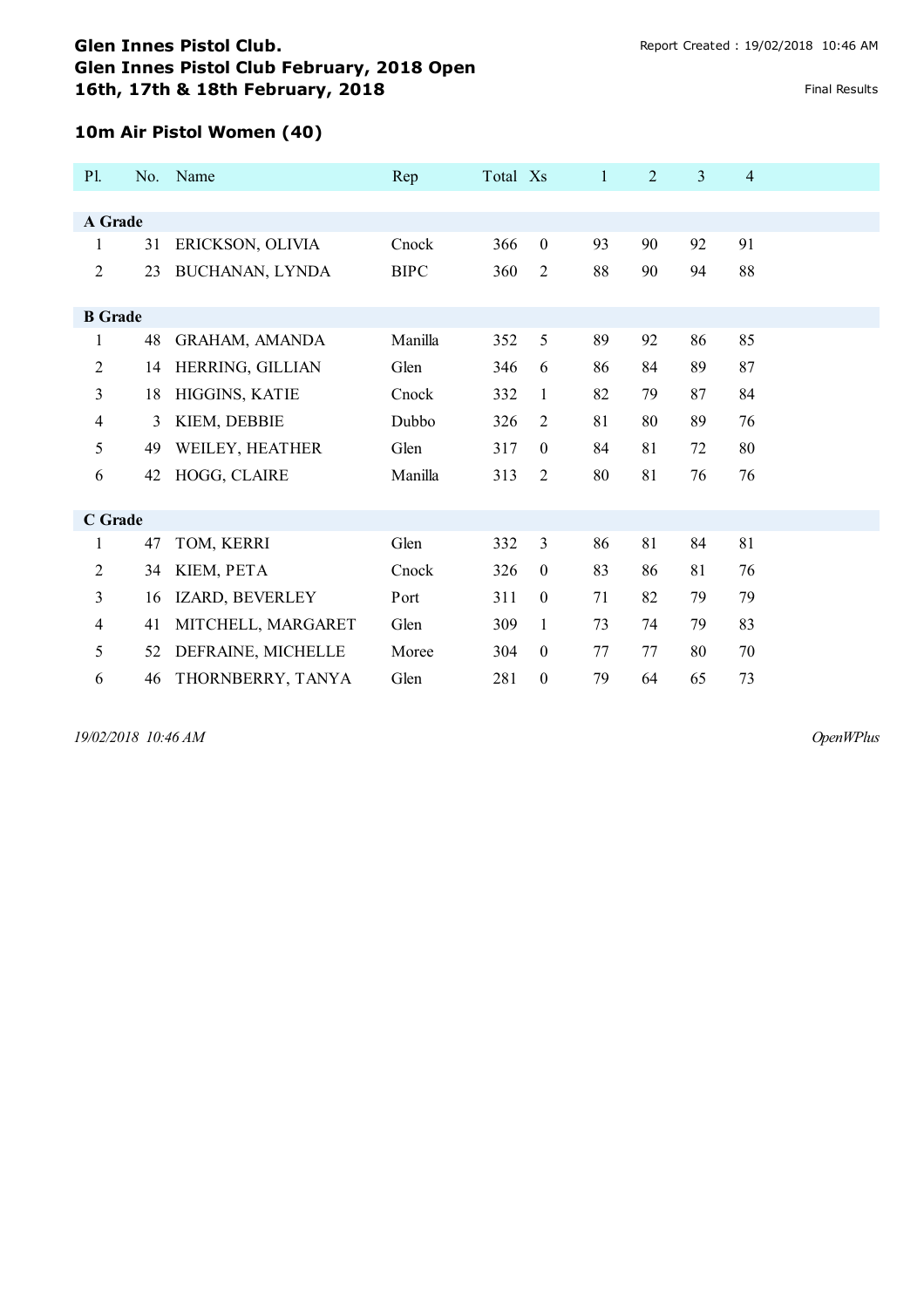# Glen Innes Pistol Club.
## Glen Innes Pistol Club February, 2018 Open
### 16th, 17th & 18th February, 2018

Report Created : 19/02/2018 10:46 AM

Final Results

### 10m Air Pistol Women (40)

| Pl. | No. | Name | Rep | Total | Xs | 1 | 2 | 3 | 4 |
|---|---|---|---|---|---|---|---|---|---|
| **A Grade** | | | | | | | | | |
| 1 | 31 | ERICKSON, OLIVIA | Cnock | 366 | 0 | 93 | 90 | 92 | 91 |
| 2 | 23 | BUCHANAN, LYNDA | BIPC | 360 | 2 | 88 | 90 | 94 | 88 |
| **B Grade** | | | | | | | | | |
| 1 | 48 | GRAHAM, AMANDA | Manilla | 352 | 5 | 89 | 92 | 86 | 85 |
| 2 | 14 | HERRING, GILLIAN | Glen | 346 | 6 | 86 | 84 | 89 | 87 |
| 3 | 18 | HIGGINS, KATIE | Cnock | 332 | 1 | 82 | 79 | 87 | 84 |
| 4 | 3 | KIEM, DEBBIE | Dubbo | 326 | 2 | 81 | 80 | 89 | 76 |
| 5 | 49 | WEILEY, HEATHER | Glen | 317 | 0 | 84 | 81 | 72 | 80 |
| 6 | 42 | HOGG, CLAIRE | Manilla | 313 | 2 | 80 | 81 | 76 | 76 |
| **C Grade** | | | | | | | | | |
| 1 | 47 | TOM, KERRI | Glen | 332 | 3 | 86 | 81 | 84 | 81 |
| 2 | 34 | KIEM, PETA | Cnock | 326 | 0 | 83 | 86 | 81 | 76 |
| 3 | 16 | IZARD, BEVERLEY | Port | 311 | 0 | 71 | 82 | 79 | 79 |
| 4 | 41 | MITCHELL, MARGARET | Glen | 309 | 1 | 73 | 74 | 79 | 83 |
| 5 | 52 | DEFRAINE, MICHELLE | Moree | 304 | 0 | 77 | 77 | 80 | 70 |
| 6 | 46 | THORNBERRY, TANYA | Glen | 281 | 0 | 79 | 64 | 65 | 73 |

*19/02/2018 10:46 AM* *OpenWPlus*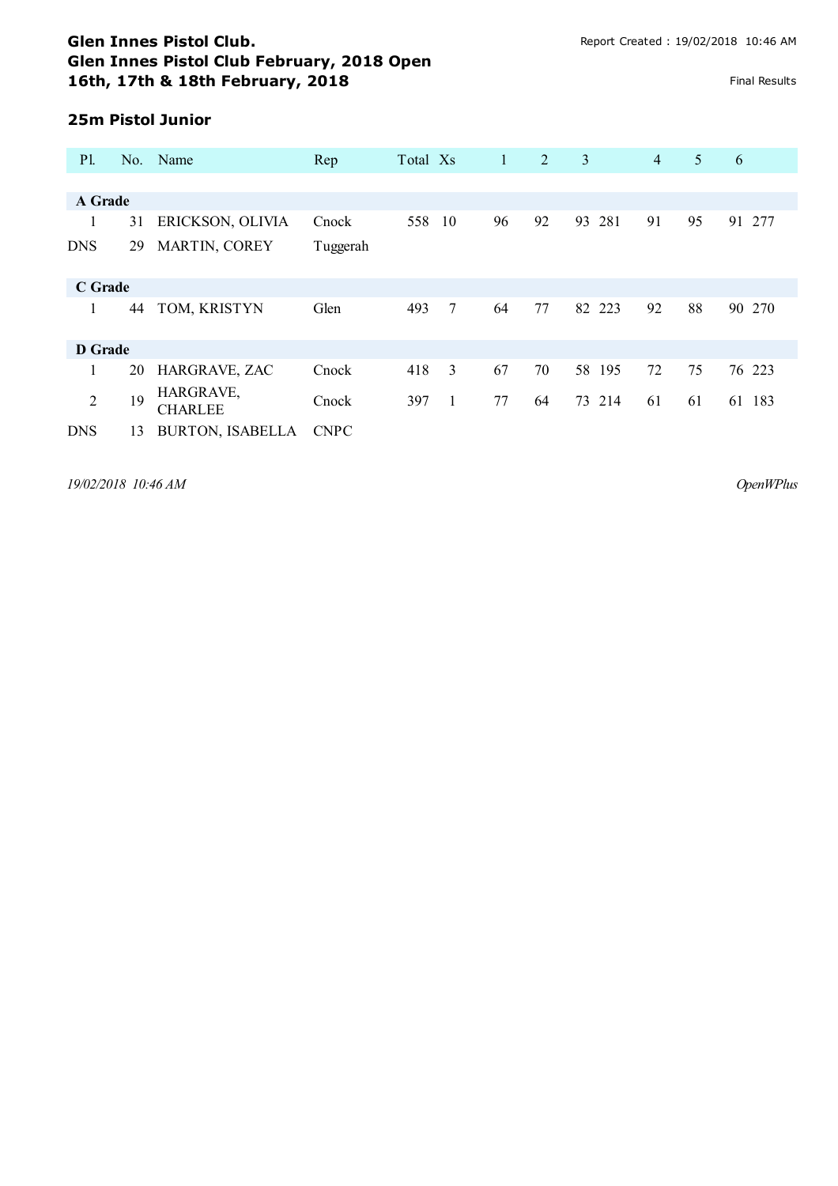# Glen Innes Pistol Club.

## Glen Innes Pistol Club February, 2018 Open

## 16th, 17th & 18th February, 2018

Report Created : 19/02/2018 10:46 AM

Final Results

### 25m Pistol Junior

| Pl. | No. | Name | Rep | Total | Xs | 1 | 2 | 3 | | 4 | 5 | 6 | |
|---|---|---|---|---|---|---|---|---|---|---|---|---|---|
| **A Grade** | | | | | | | | | | | | | |
| 1 | 31 | ERICKSON, OLIVIA | Cnock | 558 | 10 | 96 | 92 | 93 | 281 | 91 | 95 | 91 | 277 |
| DNS | 29 | MARTIN, COREY | Tuggerah | | | | | | | | | | |
| **C Grade** | | | | | | | | | | | | | |
| 1 | 44 | TOM, KRISTYN | Glen | 493 | 7 | 64 | 77 | 82 | 223 | 92 | 88 | 90 | 270 |
| **D Grade** | | | | | | | | | | | | | |
| 1 | 20 | HARGRAVE, ZAC | Cnock | 418 | 3 | 67 | 70 | 58 | 195 | 72 | 75 | 76 | 223 |
| 2 | 19 | HARGRAVE, CHARLEE | Cnock | 397 | 1 | 77 | 64 | 73 | 214 | 61 | 61 | 61 | 183 |
| DNS | 13 | BURTON, ISABELLA | CNPC | | | | | | | | | | |

*19/02/2018 10:46 AM* *OpenWPlus*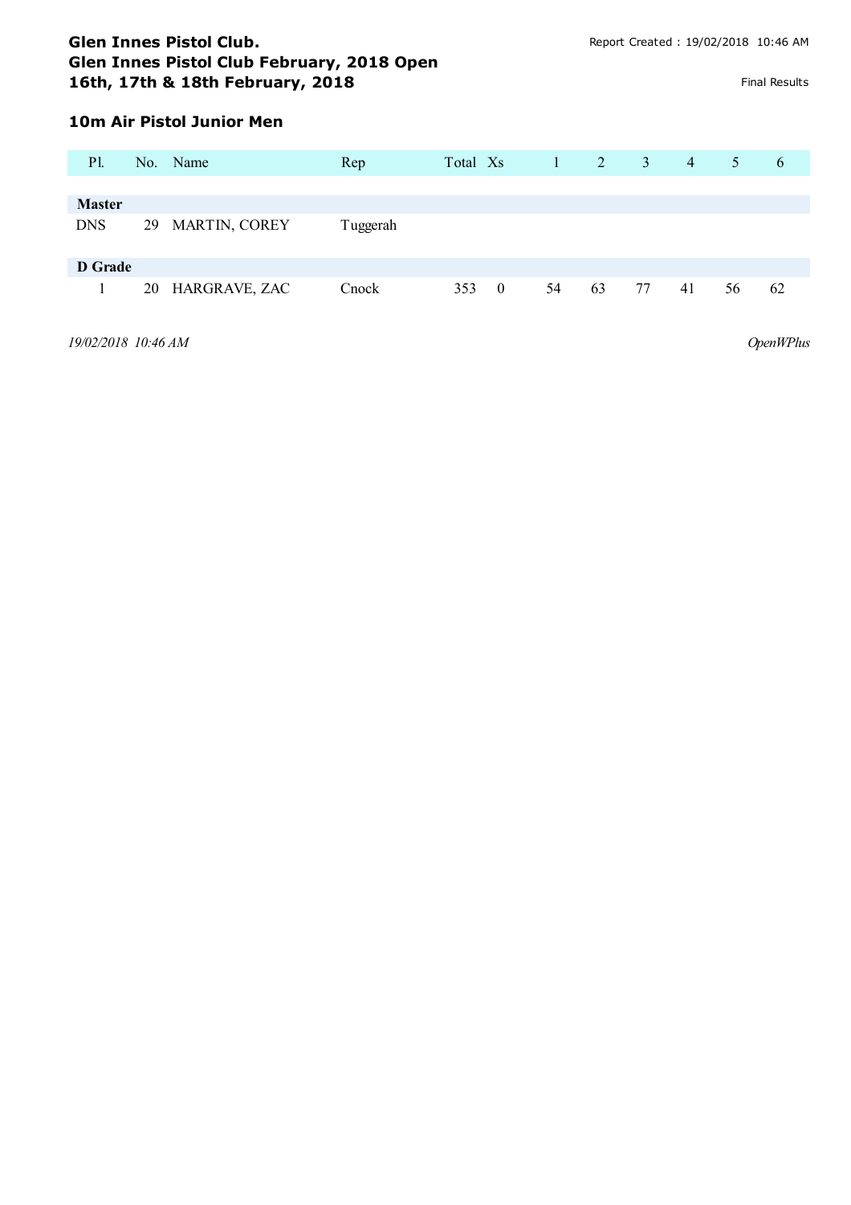# Glen Innes Pistol Club.
## Glen Innes Pistol Club February, 2018 Open
## 16th, 17th & 18th February, 2018

Report Created : 19/02/2018 10:46 AM

Final Results

### 10m Air Pistol Junior Men

| Pl. | No. | Name | Rep | Total | Xs | 1 | 2 | 3 | 4 | 5 | 6 |
|---|---|---|---|---|---|---|---|---|---|---|---|
| **Master** | | | | | | | | | | | |
| DNS | 29 | MARTIN, COREY | Tuggerah | | | | | | | | |
| **D Grade** | | | | | | | | | | | |
| 1 | 20 | HARGRAVE, ZAC | Cnock | 353 | 0 | 54 | 63 | 77 | 41 | 56 | 62 |

*19/02/2018 10:46 AM* *OpenWPlus*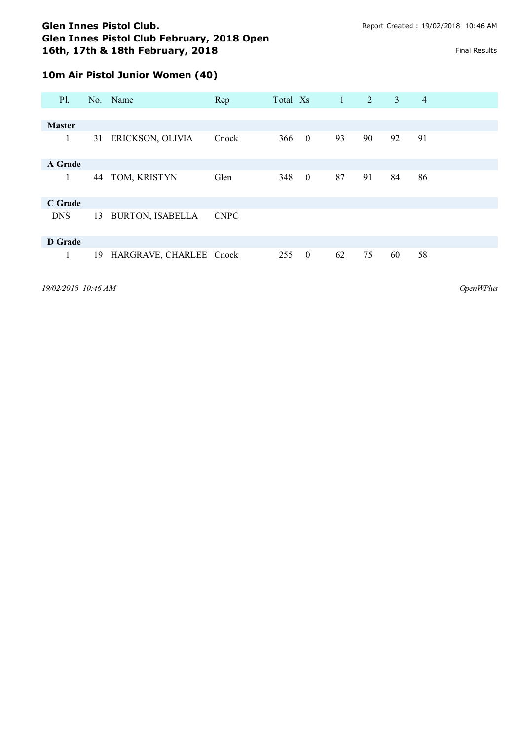# Glen Innes Pistol Club.
## Glen Innes Pistol Club February, 2018 Open
## 16th, 17th & 18th February, 2018

Report Created : 19/02/2018 10:46 AM

Final Results

### 10m Air Pistol Junior Women (40)

| Pl. | No. | Name | Rep | Total | Xs | 1 | 2 | 3 | 4 |
|---|---|---|---|---|---|---|---|---|---|
| **Master** | | | | | | | | | |
| 1 | 31 | ERICKSON, OLIVIA | Cnock | 366 | 0 | 93 | 90 | 92 | 91 |
| **A Grade** | | | | | | | | | |
| 1 | 44 | TOM, KRISTYN | Glen | 348 | 0 | 87 | 91 | 84 | 86 |
| **C Grade** | | | | | | | | | |
| DNS | 13 | BURTON, ISABELLA | CNPC | | | | | | |
| **D Grade** | | | | | | | | | |
| 1 | 19 | HARGRAVE, CHARLEE | Cnock | 255 | 0 | 62 | 75 | 60 | 58 |

*19/02/2018 10:46 AM* *OpenWPlus*